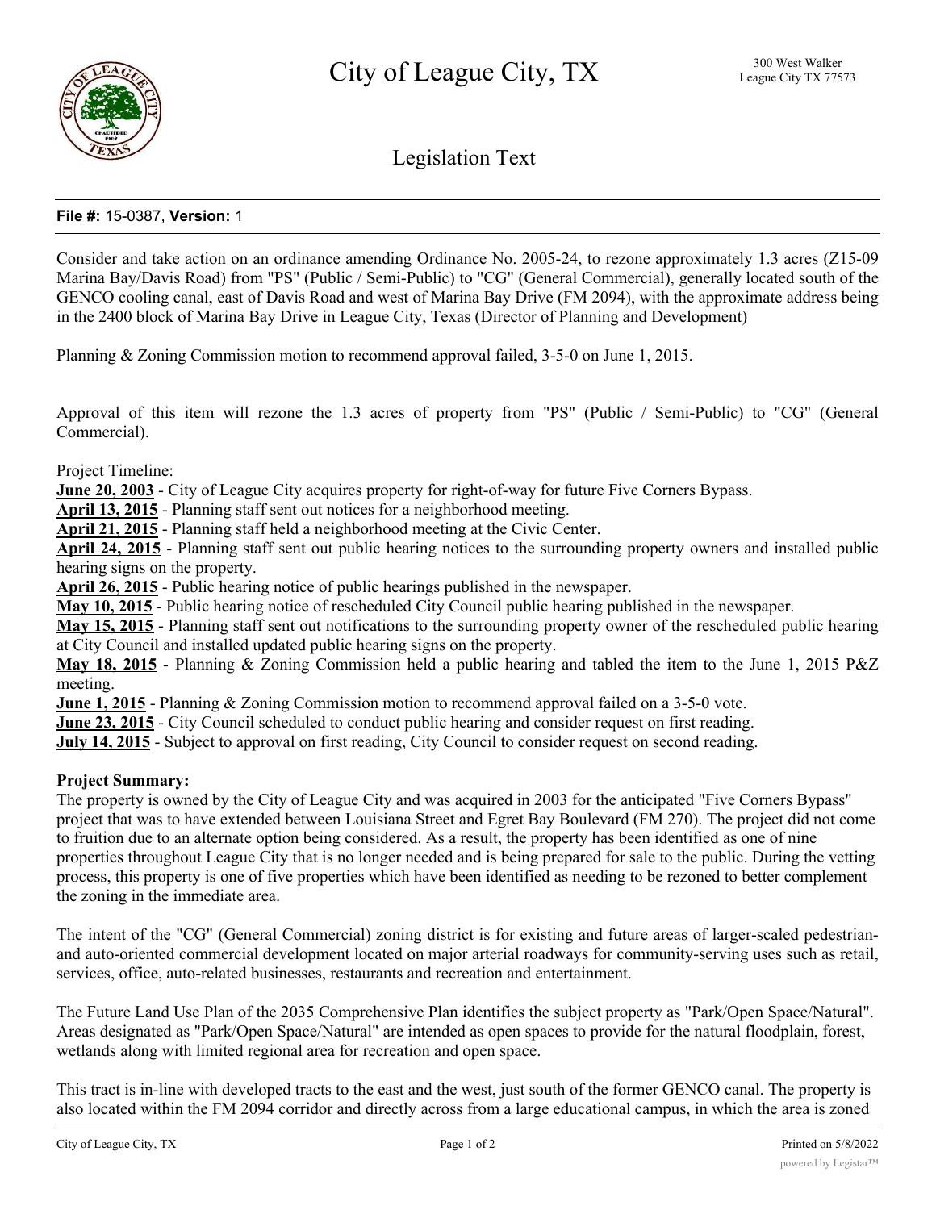# City of League City, TX

300 West Walker
League City TX 77573

## Legislation Text

**File #:** 15-0387, **Version:** 1

Consider and take action on an ordinance amending Ordinance No. 2005-24, to rezone approximately 1.3 acres (Z15-09 Marina Bay/Davis Road) from "PS" (Public / Semi-Public) to "CG" (General Commercial), generally located south of the GENCO cooling canal, east of Davis Road and west of Marina Bay Drive (FM 2094), with the approximate address being in the 2400 block of Marina Bay Drive in League City, Texas (Director of Planning and Development)

Planning & Zoning Commission motion to recommend approval failed, 3-5-0 on June 1, 2015.

Approval of this item will rezone the 1.3 acres of property from "PS" (Public / Semi-Public) to "CG" (General Commercial).

Project Timeline:
**June 20, 2003** - City of League City acquires property for right-of-way for future Five Corners Bypass.
**April 13, 2015** - Planning staff sent out notices for a neighborhood meeting.
**April 21, 2015** - Planning staff held a neighborhood meeting at the Civic Center.
**April 24, 2015** - Planning staff sent out public hearing notices to the surrounding property owners and installed public hearing signs on the property.
**April 26, 2015** - Public hearing notice of public hearings published in the newspaper.
**May 10, 2015** - Public hearing notice of rescheduled City Council public hearing published in the newspaper.
**May 15, 2015** - Planning staff sent out notifications to the surrounding property owner of the rescheduled public hearing at City Council and installed updated public hearing signs on the property.
**May 18, 2015** - Planning & Zoning Commission held a public hearing and tabled the item to the June 1, 2015 P&Z meeting.
**June 1, 2015** - Planning & Zoning Commission motion to recommend approval failed on a 3-5-0 vote.
**June 23, 2015** - City Council scheduled to conduct public hearing and consider request on first reading.
**July 14, 2015** - Subject to approval on first reading, City Council to consider request on second reading.

**Project Summary:**
The property is owned by the City of League City and was acquired in 2003 for the anticipated "Five Corners Bypass" project that was to have extended between Louisiana Street and Egret Bay Boulevard (FM 270). The project did not come to fruition due to an alternate option being considered. As a result, the property has been identified as one of nine properties throughout League City that is no longer needed and is being prepared for sale to the public. During the vetting process, this property is one of five properties which have been identified as needing to be rezoned to better complement the zoning in the immediate area.

The intent of the "CG" (General Commercial) zoning district is for existing and future areas of larger-scaled pedestrian- and auto-oriented commercial development located on major arterial roadways for community-serving uses such as retail, services, office, auto-related businesses, restaurants and recreation and entertainment.

The Future Land Use Plan of the 2035 Comprehensive Plan identifies the subject property as "Park/Open Space/Natural". Areas designated as "Park/Open Space/Natural" are intended as open spaces to provide for the natural floodplain, forest, wetlands along with limited regional area for recreation and open space.

This tract is in-line with developed tracts to the east and the west, just south of the former GENCO canal. The property is also located within the FM 2094 corridor and directly across from a large educational campus, in which the area is zoned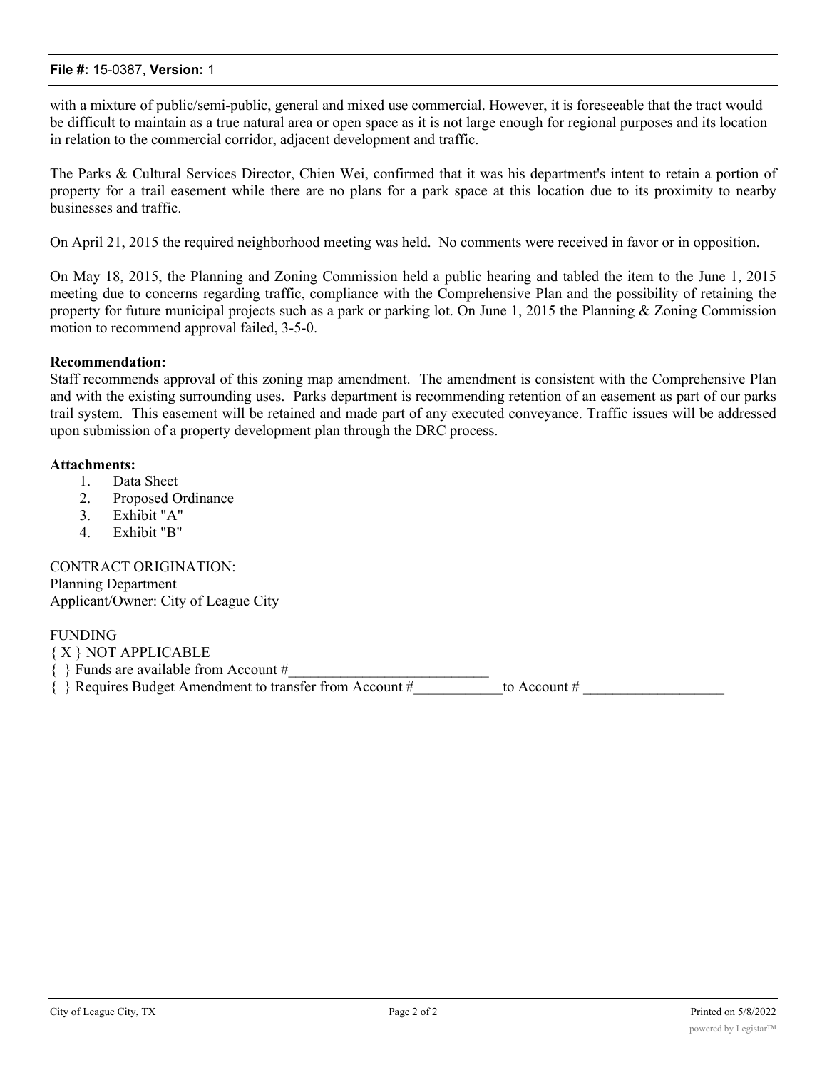with a mixture of public/semi-public, general and mixed use commercial. However, it is foreseeable that the tract would be difficult to maintain as a true natural area or open space as it is not large enough for regional purposes and its location in relation to the commercial corridor, adjacent development and traffic.

The Parks & Cultural Services Director, Chien Wei, confirmed that it was his department's intent to retain a portion of property for a trail easement while there are no plans for a park space at this location due to its proximity to nearby businesses and traffic.

On April 21, 2015 the required neighborhood meeting was held. No comments were received in favor or in opposition.

On May 18, 2015, the Planning and Zoning Commission held a public hearing and tabled the item to the June 1, 2015 meeting due to concerns regarding traffic, compliance with the Comprehensive Plan and the possibility of retaining the property for future municipal projects such as a park or parking lot. On June 1, 2015 the Planning & Zoning Commission motion to recommend approval failed, 3-5-0.

**Recommendation:**
Staff recommends approval of this zoning map amendment. The amendment is consistent with the Comprehensive Plan and with the existing surrounding uses. Parks department is recommending retention of an easement as part of our parks trail system. This easement will be retained and made part of any executed conveyance. Traffic issues will be addressed upon submission of a property development plan through the DRC process.

**Attachments:**
1. Data Sheet
2. Proposed Ordinance
3. Exhibit "A"
4. Exhibit "B"

CONTRACT ORIGINATION:
Planning Department
Applicant/Owner: City of League City

FUNDING
{ X } NOT APPLICABLE
{ } Funds are available from Account #___________________________
{ } Requires Budget Amendment to transfer from Account #____________to Account # ___________________